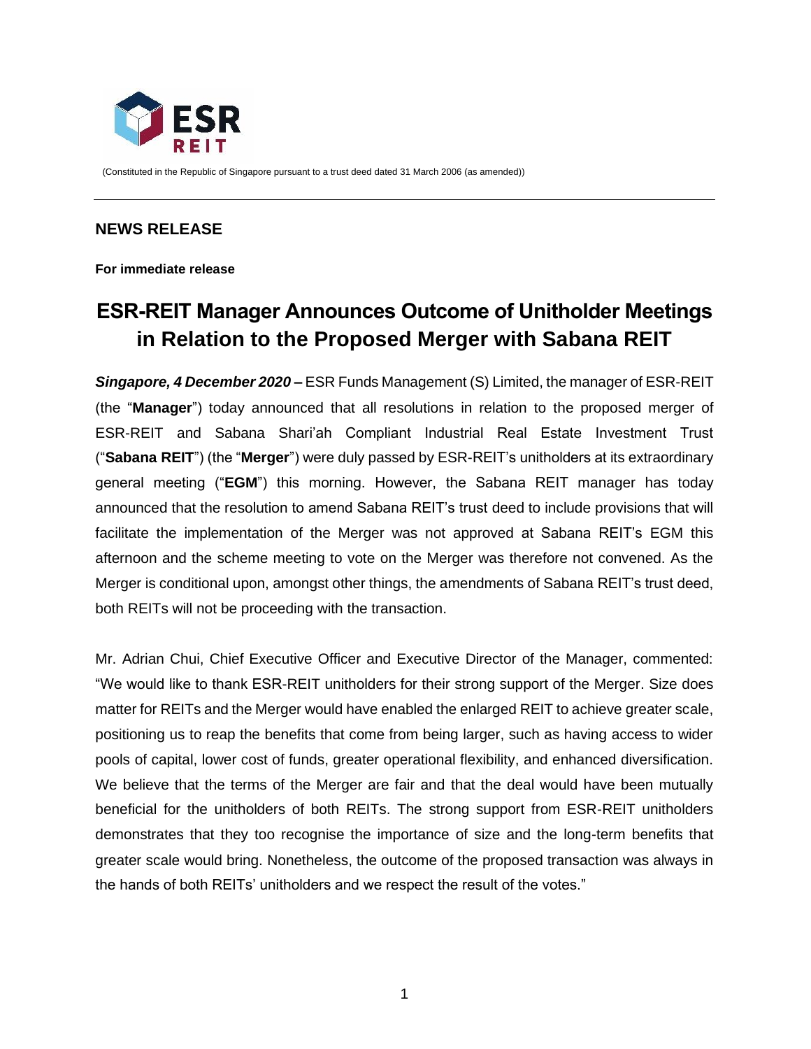(Constituted in the Republic of Singapore pursuant to a trust deed dated 31 March 2006 (as amended))

## NEWS RELEASE

**For immediate release**

# ESR-REIT Manager Announces Outcome of Unitholder Meetings in Relation to the Proposed Merger with Sabana REIT

***Singapore, 4 December 2020 –*** ESR Funds Management (S) Limited, the manager of ESR-REIT (the "**Manager**") today announced that all resolutions in relation to the proposed merger of ESR-REIT and Sabana Shari'ah Compliant Industrial Real Estate Investment Trust ("**Sabana REIT**") (the "**Merger**") were duly passed by ESR-REIT's unitholders at its extraordinary general meeting ("**EGM**") this morning. However, the Sabana REIT manager has today announced that the resolution to amend Sabana REIT's trust deed to include provisions that will facilitate the implementation of the Merger was not approved at Sabana REIT's EGM this afternoon and the scheme meeting to vote on the Merger was therefore not convened. As the Merger is conditional upon, amongst other things, the amendments of Sabana REIT's trust deed, both REITs will not be proceeding with the transaction.

Mr. Adrian Chui, Chief Executive Officer and Executive Director of the Manager, commented: "We would like to thank ESR-REIT unitholders for their strong support of the Merger. Size does matter for REITs and the Merger would have enabled the enlarged REIT to achieve greater scale, positioning us to reap the benefits that come from being larger, such as having access to wider pools of capital, lower cost of funds, greater operational flexibility, and enhanced diversification. We believe that the terms of the Merger are fair and that the deal would have been mutually beneficial for the unitholders of both REITs. The strong support from ESR-REIT unitholders demonstrates that they too recognise the importance of size and the long-term benefits that greater scale would bring. Nonetheless, the outcome of the proposed transaction was always in the hands of both REITs' unitholders and we respect the result of the votes."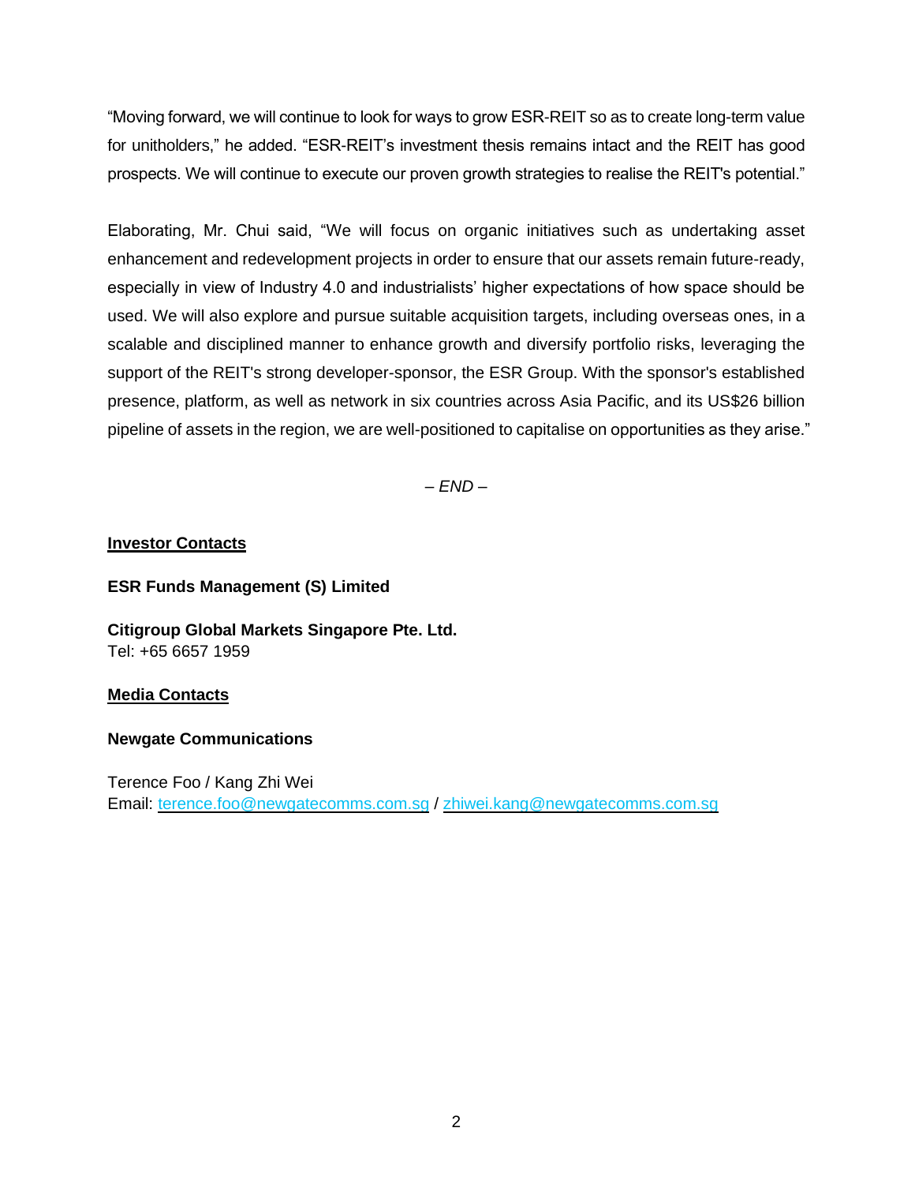"Moving forward, we will continue to look for ways to grow ESR-REIT so as to create long-term value for unitholders," he added. "ESR-REIT's investment thesis remains intact and the REIT has good prospects. We will continue to execute our proven growth strategies to realise the REIT's potential."

Elaborating, Mr. Chui said, "We will focus on organic initiatives such as undertaking asset enhancement and redevelopment projects in order to ensure that our assets remain future-ready, especially in view of Industry 4.0 and industrialists' higher expectations of how space should be used. We will also explore and pursue suitable acquisition targets, including overseas ones, in a scalable and disciplined manner to enhance growth and diversify portfolio risks, leveraging the support of the REIT's strong developer-sponsor, the ESR Group. With the sponsor's established presence, platform, as well as network in six countries across Asia Pacific, and its US$26 billion pipeline of assets in the region, we are well-positioned to capitalise on opportunities as they arise."

*– END –*

**Investor Contacts**

**ESR Funds Management (S) Limited**

**Citigroup Global Markets Singapore Pte. Ltd.**
Tel: +65 6657 1959

**Media Contacts**

**Newgate Communications**

Terence Foo / Kang Zhi Wei
Email: terence.foo@newgatecomms.com.sg / zhiwei.kang@newgatecomms.com.sg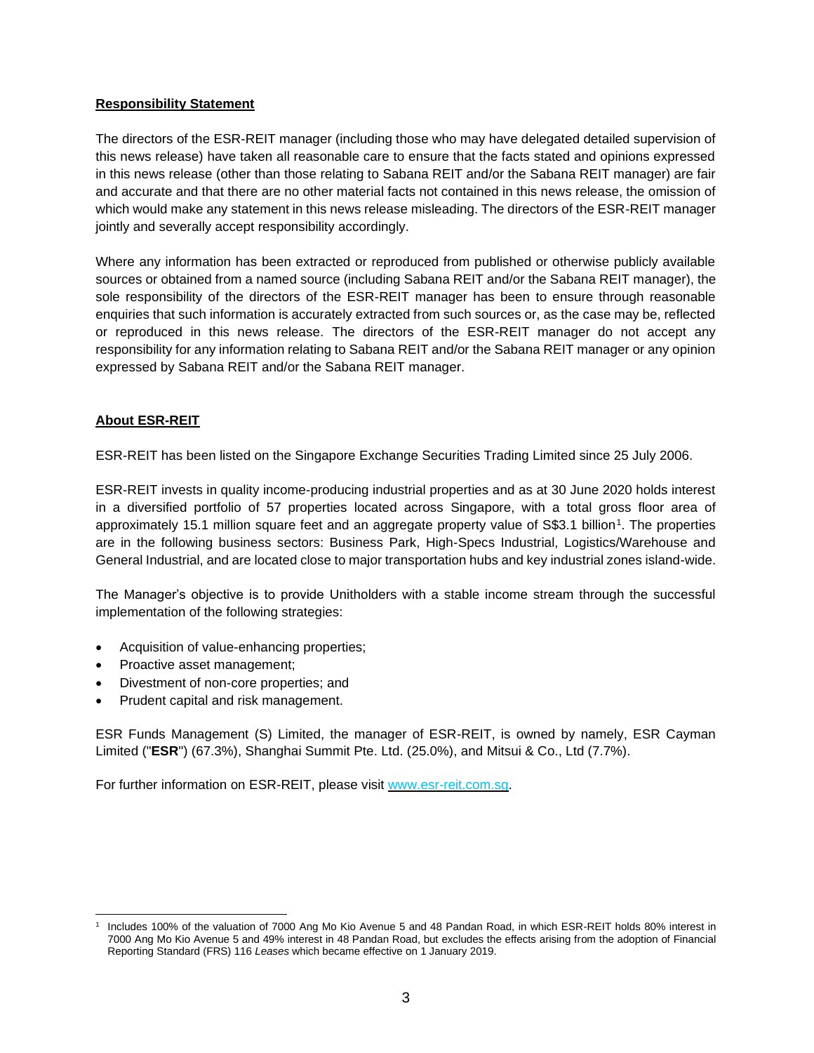**Responsibility Statement**

The directors of the ESR-REIT manager (including those who may have delegated detailed supervision of this news release) have taken all reasonable care to ensure that the facts stated and opinions expressed in this news release (other than those relating to Sabana REIT and/or the Sabana REIT manager) are fair and accurate and that there are no other material facts not contained in this news release, the omission of which would make any statement in this news release misleading. The directors of the ESR-REIT manager jointly and severally accept responsibility accordingly.

Where any information has been extracted or reproduced from published or otherwise publicly available sources or obtained from a named source (including Sabana REIT and/or the Sabana REIT manager), the sole responsibility of the directors of the ESR-REIT manager has been to ensure through reasonable enquiries that such information is accurately extracted from such sources or, as the case may be, reflected or reproduced in this news release. The directors of the ESR-REIT manager do not accept any responsibility for any information relating to Sabana REIT and/or the Sabana REIT manager or any opinion expressed by Sabana REIT and/or the Sabana REIT manager.

**About ESR-REIT**

ESR-REIT has been listed on the Singapore Exchange Securities Trading Limited since 25 July 2006.

ESR-REIT invests in quality income-producing industrial properties and as at 30 June 2020 holds interest in a diversified portfolio of 57 properties located across Singapore, with a total gross floor area of approximately 15.1 million square feet and an aggregate property value of S$3.1 billion[1]. The properties are in the following business sectors: Business Park, High-Specs Industrial, Logistics/Warehouse and General Industrial, and are located close to major transportation hubs and key industrial zones island-wide.

The Manager's objective is to provide Unitholders with a stable income stream through the successful implementation of the following strategies:

- Acquisition of value-enhancing properties;
- Proactive asset management;
- Divestment of non-core properties; and
- Prudent capital and risk management.

ESR Funds Management (S) Limited, the manager of ESR-REIT, is owned by namely, ESR Cayman Limited ("**ESR**") (67.3%), Shanghai Summit Pte. Ltd. (25.0%), and Mitsui & Co., Ltd (7.7%).

For further information on ESR-REIT, please visit www.esr-reit.com.sg.

[1] Includes 100% of the valuation of 7000 Ang Mo Kio Avenue 5 and 48 Pandan Road, in which ESR-REIT holds 80% interest in 7000 Ang Mo Kio Avenue 5 and 49% interest in 48 Pandan Road, but excludes the effects arising from the adoption of Financial Reporting Standard (FRS) 116 *Leases* which became effective on 1 January 2019.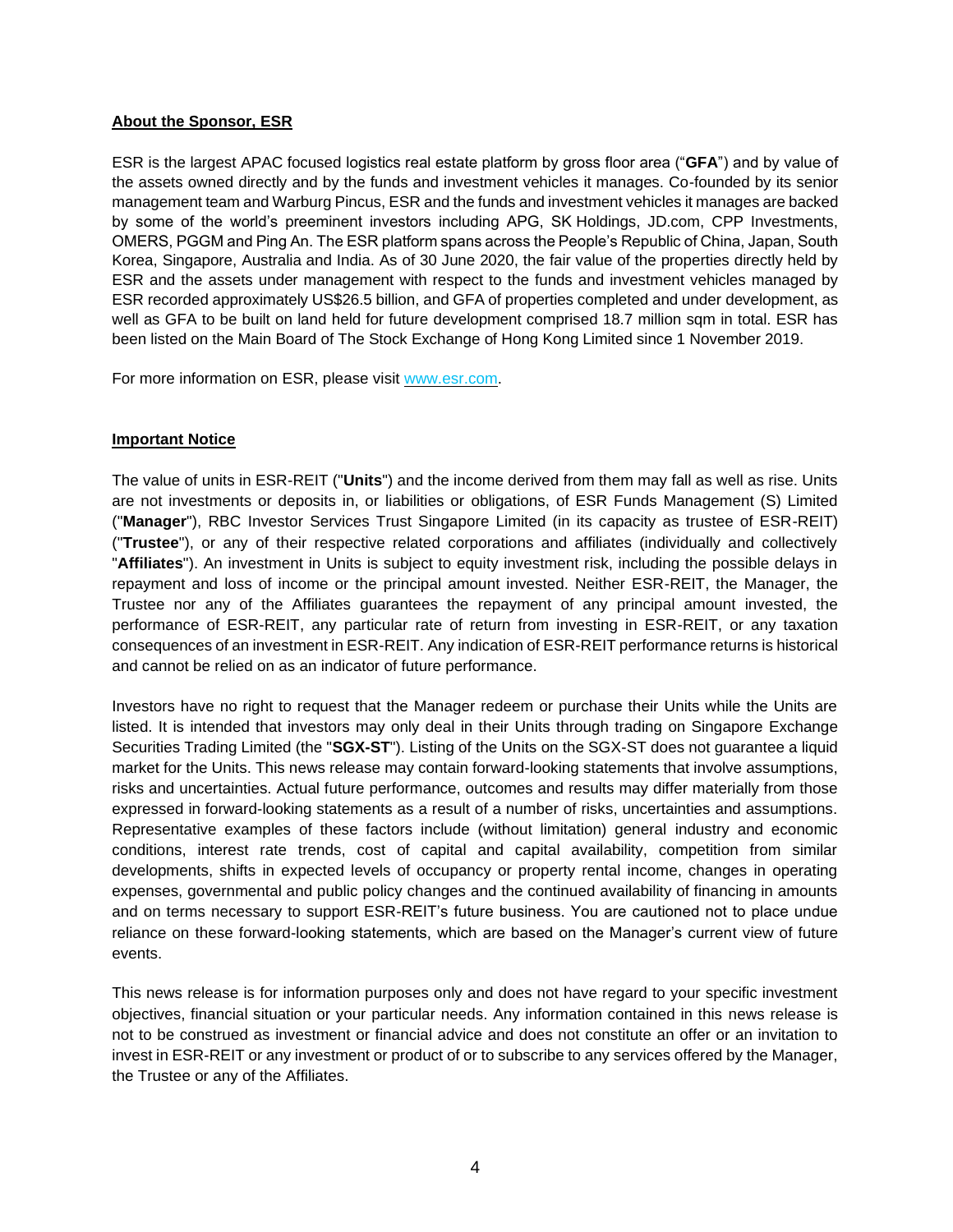**About the Sponsor, ESR**

ESR is the largest APAC focused logistics real estate platform by gross floor area ("**GFA**") and by value of the assets owned directly and by the funds and investment vehicles it manages. Co-founded by its senior management team and Warburg Pincus, ESR and the funds and investment vehicles it manages are backed by some of the world's preeminent investors including APG, SK Holdings, JD.com, CPP Investments, OMERS, PGGM and Ping An. The ESR platform spans across the People's Republic of China, Japan, South Korea, Singapore, Australia and India. As of 30 June 2020, the fair value of the properties directly held by ESR and the assets under management with respect to the funds and investment vehicles managed by ESR recorded approximately US$26.5 billion, and GFA of properties completed and under development, as well as GFA to be built on land held for future development comprised 18.7 million sqm in total. ESR has been listed on the Main Board of The Stock Exchange of Hong Kong Limited since 1 November 2019.

For more information on ESR, please visit www.esr.com.

**Important Notice**

The value of units in ESR-REIT ("**Units**") and the income derived from them may fall as well as rise. Units are not investments or deposits in, or liabilities or obligations, of ESR Funds Management (S) Limited ("**Manager**"), RBC Investor Services Trust Singapore Limited (in its capacity as trustee of ESR-REIT) ("**Trustee**"), or any of their respective related corporations and affiliates (individually and collectively "**Affiliates**"). An investment in Units is subject to equity investment risk, including the possible delays in repayment and loss of income or the principal amount invested. Neither ESR-REIT, the Manager, the Trustee nor any of the Affiliates guarantees the repayment of any principal amount invested, the performance of ESR-REIT, any particular rate of return from investing in ESR-REIT, or any taxation consequences of an investment in ESR-REIT. Any indication of ESR-REIT performance returns is historical and cannot be relied on as an indicator of future performance.

Investors have no right to request that the Manager redeem or purchase their Units while the Units are listed. It is intended that investors may only deal in their Units through trading on Singapore Exchange Securities Trading Limited (the "**SGX-ST**"). Listing of the Units on the SGX-ST does not guarantee a liquid market for the Units. This news release may contain forward-looking statements that involve assumptions, risks and uncertainties. Actual future performance, outcomes and results may differ materially from those expressed in forward-looking statements as a result of a number of risks, uncertainties and assumptions. Representative examples of these factors include (without limitation) general industry and economic conditions, interest rate trends, cost of capital and capital availability, competition from similar developments, shifts in expected levels of occupancy or property rental income, changes in operating expenses, governmental and public policy changes and the continued availability of financing in amounts and on terms necessary to support ESR-REIT's future business. You are cautioned not to place undue reliance on these forward-looking statements, which are based on the Manager's current view of future events.

This news release is for information purposes only and does not have regard to your specific investment objectives, financial situation or your particular needs. Any information contained in this news release is not to be construed as investment or financial advice and does not constitute an offer or an invitation to invest in ESR-REIT or any investment or product of or to subscribe to any services offered by the Manager, the Trustee or any of the Affiliates.